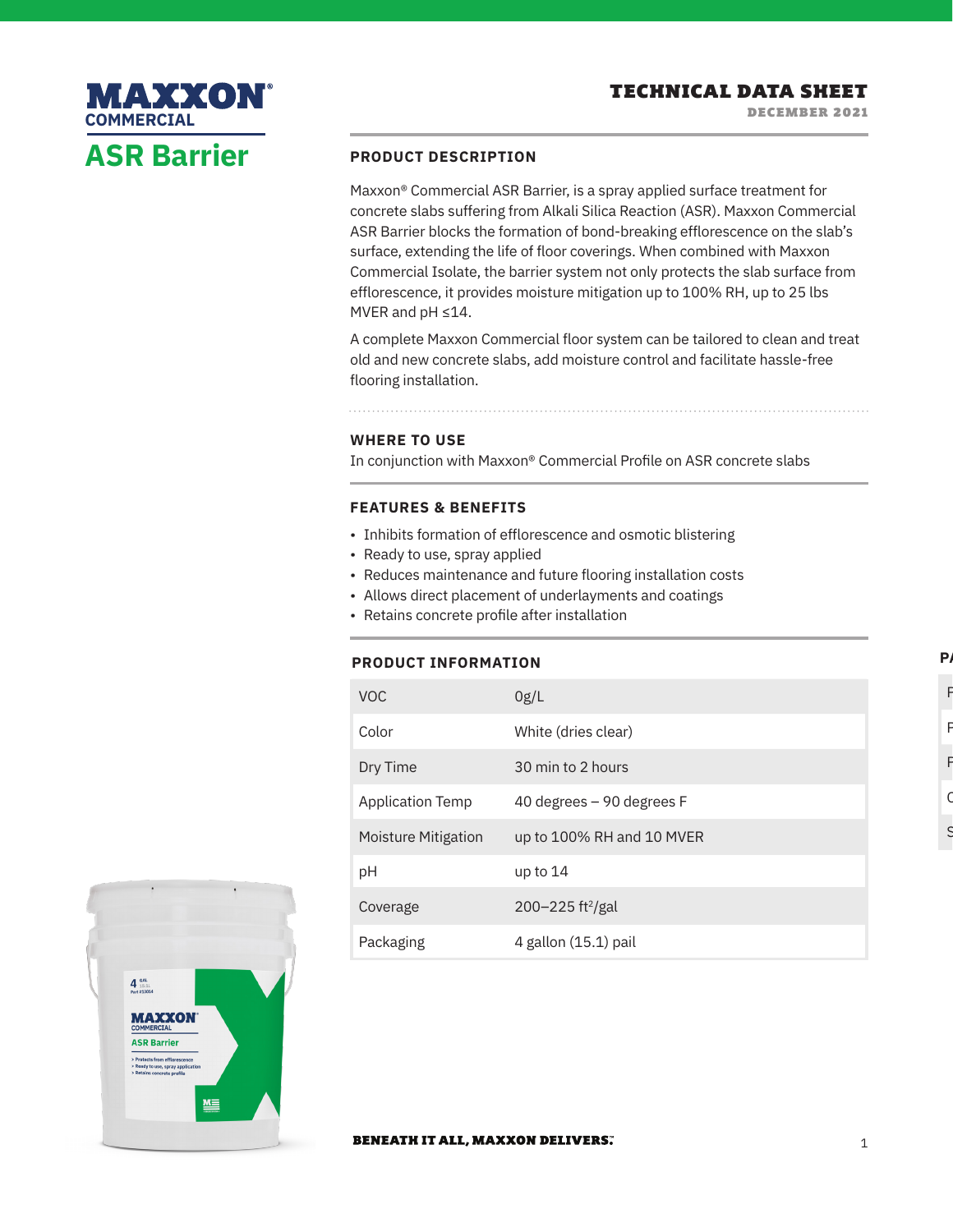# MAXXON® COMMERCIAL

# ASR Barrier

**TECHNICAL DATA SHEET**
**DECEMBER 2021**

## PRODUCT DESCRIPTION

Maxxon® Commercial ASR Barrier, is a spray applied surface treatment for concrete slabs suffering from Alkali Silica Reaction (ASR). Maxxon Commercial ASR Barrier blocks the formation of bond-breaking efflorescence on the slab's surface, extending the life of floor coverings. When combined with Maxxon Commercial Isolate, the barrier system not only protects the slab surface from efflorescence, it provides moisture mitigation up to 100% RH, up to 25 lbs MVER and pH ≤14.

A complete Maxxon Commercial floor system can be tailored to clean and treat old and new concrete slabs, add moisture control and facilitate hassle-free flooring installation.

## WHERE TO USE

In conjunction with Maxxon® Commercial Profile on ASR concrete slabs

## FEATURES & BENEFITS

- Inhibits formation of efflorescence and osmotic blistering
- Ready to use, spray applied
- Reduces maintenance and future flooring installation costs
- Allows direct placement of underlayments and coatings
- Retains concrete profile after installation

## PRODUCT INFORMATION

| | |
|---|---|
| VOC | 0g/L |
| Color | White (dries clear) |
| Dry Time | 30 min to 2 hours |
| Application Temp | 40 degrees – 90 degrees F |
| Moisture Mitigation | up to 100% RH and 10 MVER |
| pH | up to 14 |
| Coverage | 200–225 ft²/gal |
| Packaging | 4 gallon (15.1) pail |

**BENEATH IT ALL, MAXXON DELIVERS.™**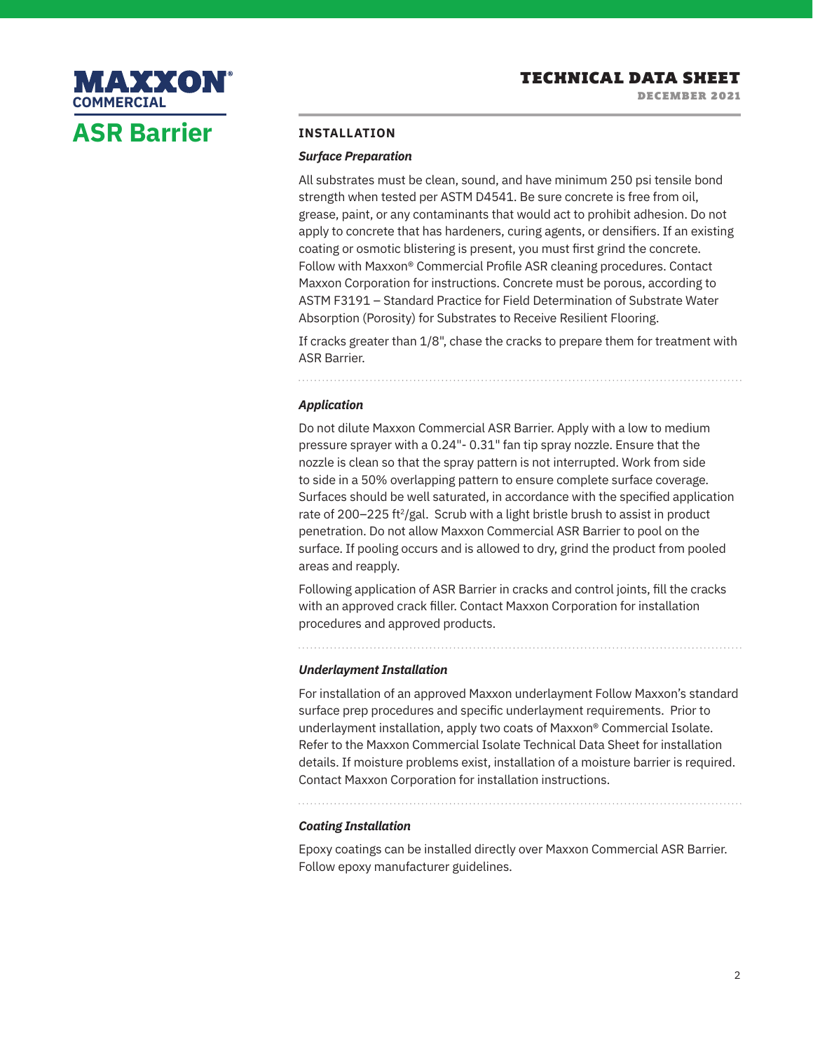# MAXXON® COMMERCIAL

# ASR Barrier

## INSTALLATION

### *Surface Preparation*

All substrates must be clean, sound, and have minimum 250 psi tensile bond strength when tested per ASTM D4541. Be sure concrete is free from oil, grease, paint, or any contaminants that would act to prohibit adhesion. Do not apply to concrete that has hardeners, curing agents, or densifiers. If an existing coating or osmotic blistering is present, you must first grind the concrete. Follow with Maxxon® Commercial Profile ASR cleaning procedures. Contact Maxxon Corporation for instructions. Concrete must be porous, according to ASTM F3191 – Standard Practice for Field Determination of Substrate Water Absorption (Porosity) for Substrates to Receive Resilient Flooring.

If cracks greater than 1/8", chase the cracks to prepare them for treatment with ASR Barrier.

### *Application*

Do not dilute Maxxon Commercial ASR Barrier. Apply with a low to medium pressure sprayer with a 0.24"- 0.31" fan tip spray nozzle. Ensure that the nozzle is clean so that the spray pattern is not interrupted. Work from side to side in a 50% overlapping pattern to ensure complete surface coverage. Surfaces should be well saturated, in accordance with the specified application rate of 200–225 $ft^2$/gal. Scrub with a light bristle brush to assist in product penetration. Do not allow Maxxon Commercial ASR Barrier to pool on the surface. If pooling occurs and is allowed to dry, grind the product from pooled areas and reapply.

Following application of ASR Barrier in cracks and control joints, fill the cracks with an approved crack filler. Contact Maxxon Corporation for installation procedures and approved products.

### *Underlayment Installation*

For installation of an approved Maxxon underlayment Follow Maxxon's standard surface prep procedures and specific underlayment requirements. Prior to underlayment installation, apply two coats of Maxxon® Commercial Isolate. Refer to the Maxxon Commercial Isolate Technical Data Sheet for installation details. If moisture problems exist, installation of a moisture barrier is required. Contact Maxxon Corporation for installation instructions.

### *Coating Installation*

Epoxy coatings can be installed directly over Maxxon Commercial ASR Barrier. Follow epoxy manufacturer guidelines.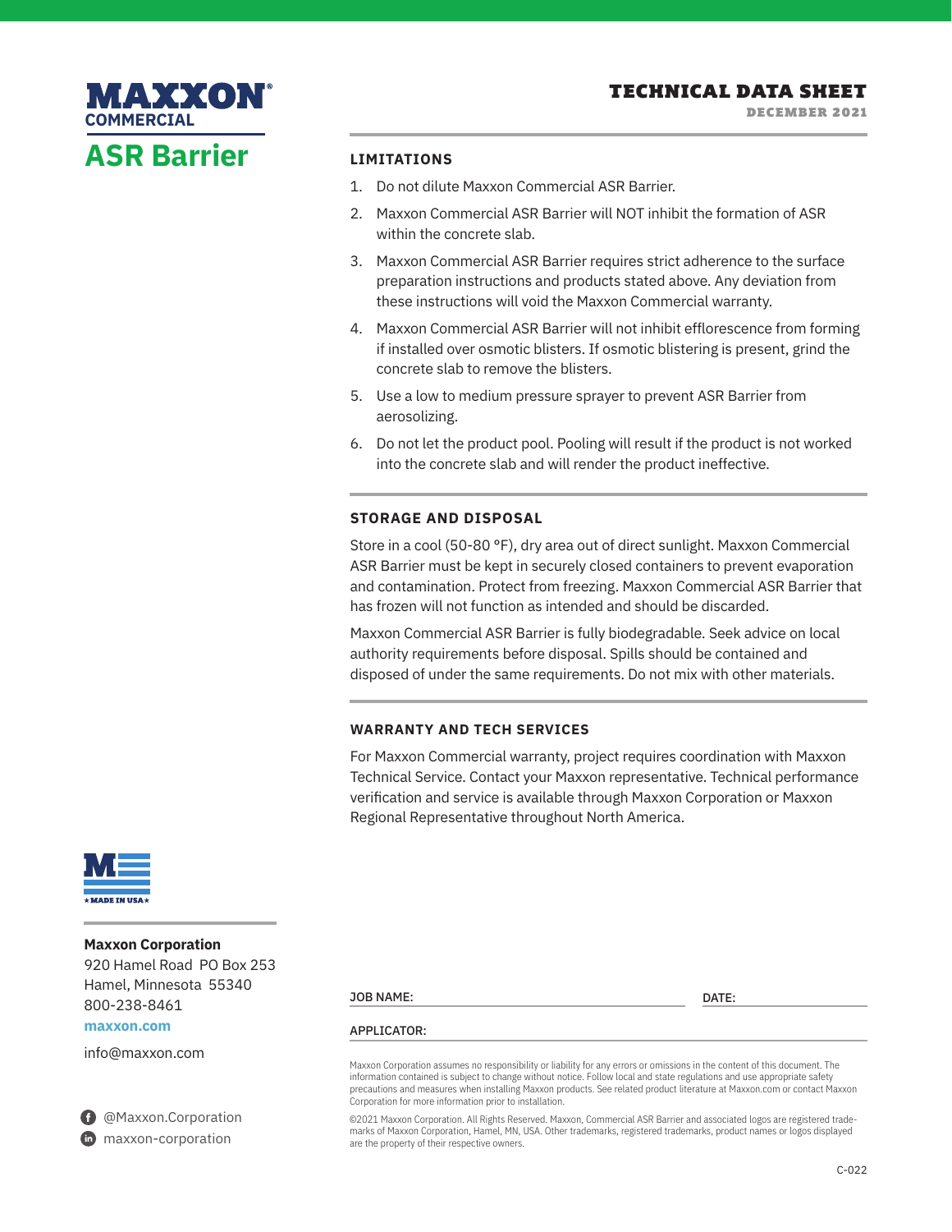MAXXON® COMMERCIAL

# ASR Barrier

TECHNICAL DATA SHEET
DECEMBER 2021

## LIMITATIONS

1. Do not dilute Maxxon Commercial ASR Barrier.
2. Maxxon Commercial ASR Barrier will NOT inhibit the formation of ASR within the concrete slab.
3. Maxxon Commercial ASR Barrier requires strict adherence to the surface preparation instructions and products stated above. Any deviation from these instructions will void the Maxxon Commercial warranty.
4. Maxxon Commercial ASR Barrier will not inhibit efflorescence from forming if installed over osmotic blisters. If osmotic blistering is present, grind the concrete slab to remove the blisters.
5. Use a low to medium pressure sprayer to prevent ASR Barrier from aerosolizing.
6. Do not let the product pool. Pooling will result if the product is not worked into the concrete slab and will render the product ineffective.

## STORAGE AND DISPOSAL

Store in a cool (50-80 °F), dry area out of direct sunlight. Maxxon Commercial ASR Barrier must be kept in securely closed containers to prevent evaporation and contamination. Protect from freezing. Maxxon Commercial ASR Barrier that has frozen will not function as intended and should be discarded.

Maxxon Commercial ASR Barrier is fully biodegradable. Seek advice on local authority requirements before disposal. Spills should be contained and disposed of under the same requirements. Do not mix with other materials.

## WARRANTY AND TECH SERVICES

For Maxxon Commercial warranty, project requires coordination with Maxxon Technical Service. Contact your Maxxon representative. Technical performance verification and service is available through Maxxon Corporation or Maxxon Regional Representative throughout North America.

★MADE IN USA★

**Maxxon Corporation**
920 Hamel Road PO Box 253
Hamel, Minnesota 55340
800-238-8461
**maxxon.com**
info@maxxon.com

@Maxxon.Corporation
maxxon-corporation

JOB NAME: DATE:

APPLICATOR:

Maxxon Corporation assumes no responsibility or liability for any errors or omissions in the content of this document. The information contained is subject to change without notice. Follow local and state regulations and use appropriate safety precautions and measures when installing Maxxon products. See related product literature at Maxxon.com or contact Maxxon Corporation for more information prior to installation.

©2021 Maxxon Corporation. All Rights Reserved. Maxxon, Commercial ASR Barrier and associated logos are registered trademarks of Maxxon Corporation, Hamel, MN, USA. Other trademarks, registered trademarks, product names or logos displayed are the property of their respective owners.

C-022